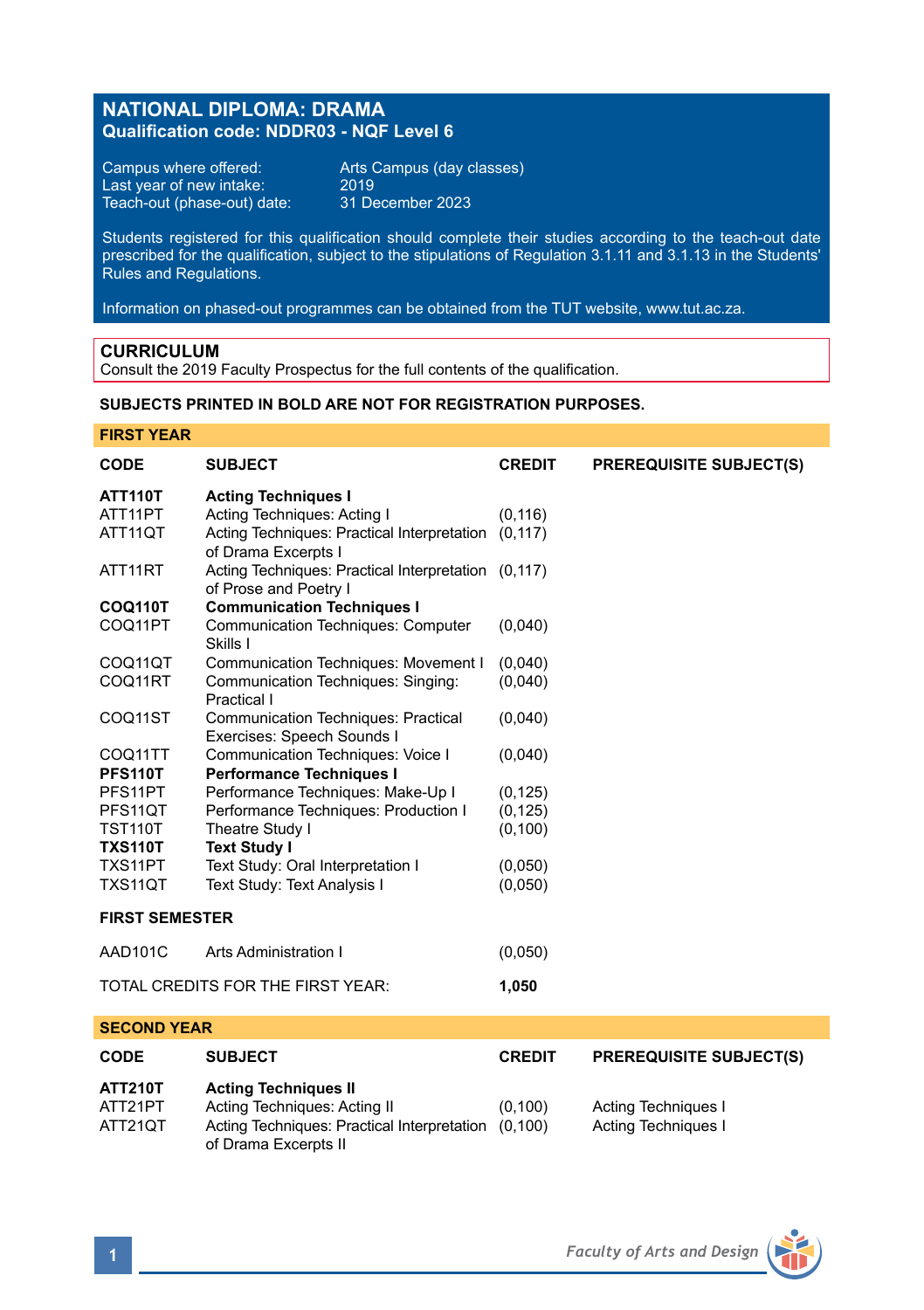# NATIONAL DIPLOMA: DRAMA
## Qualification code: NDDR03 - NQF Level 6

| | |
|---|---|
| Campus where offered: | Arts Campus (day classes) |
| Last year of new intake: | 2019 |
| Teach-out (phase-out) date: | 31 December 2023 |

Students registered for this qualification should complete their studies according to the teach-out date prescribed for the qualification, subject to the stipulations of Regulation 3.1.11 and 3.1.13 in the Students' Rules and Regulations.

Information on phased-out programmes can be obtained from the TUT website, www.tut.ac.za.

## CURRICULUM
Consult the 2019 Faculty Prospectus for the full contents of the qualification.

**SUBJECTS PRINTED IN BOLD ARE NOT FOR REGISTRATION PURPOSES.**

### FIRST YEAR

| CODE | SUBJECT | CREDIT | PREREQUISITE SUBJECT(S) |
|---|---|---|---|
| **ATT110T** | **Acting Techniques I** | | |
| ATT11PT | Acting Techniques: Acting I | (0,116) | |
| ATT11QT | Acting Techniques: Practical Interpretation of Drama Excerpts I | (0,117) | |
| ATT11RT | Acting Techniques: Practical Interpretation of Prose and Poetry I | (0,117) | |
| **COQ110T** | **Communication Techniques I** | | |
| COQ11PT | Communication Techniques: Computer Skills I | (0,040) | |
| COQ11QT | Communication Techniques: Movement I | (0,040) | |
| COQ11RT | Communication Techniques: Singing: Practical I | (0,040) | |
| COQ11ST | Communication Techniques: Practical Exercises: Speech Sounds I | (0,040) | |
| COQ11TT | Communication Techniques: Voice I | (0,040) | |
| **PFS110T** | **Performance Techniques I** | | |
| PFS11PT | Performance Techniques: Make-Up I | (0,125) | |
| PFS11QT | Performance Techniques: Production I | (0,125) | |
| TST110T | Theatre Study I | (0,100) | |
| **TXS110T** | **Text Study I** | | |
| TXS11PT | Text Study: Oral Interpretation I | (0,050) | |
| TXS11QT | Text Study: Text Analysis I | (0,050) | |

**FIRST SEMESTER**

| | | | |
|---|---|---|---|
| AAD101C | Arts Administration I | (0,050) | |
| TOTAL CREDITS FOR THE FIRST YEAR: | | **1,050** | |

### SECOND YEAR

| CODE | SUBJECT | CREDIT | PREREQUISITE SUBJECT(S) |
|---|---|---|---|
| **ATT210T** | **Acting Techniques II** | | |
| ATT21PT | Acting Techniques: Acting II | (0,100) | Acting Techniques I |
| ATT21QT | Acting Techniques: Practical Interpretation of Drama Excerpts II | (0,100) | Acting Techniques I |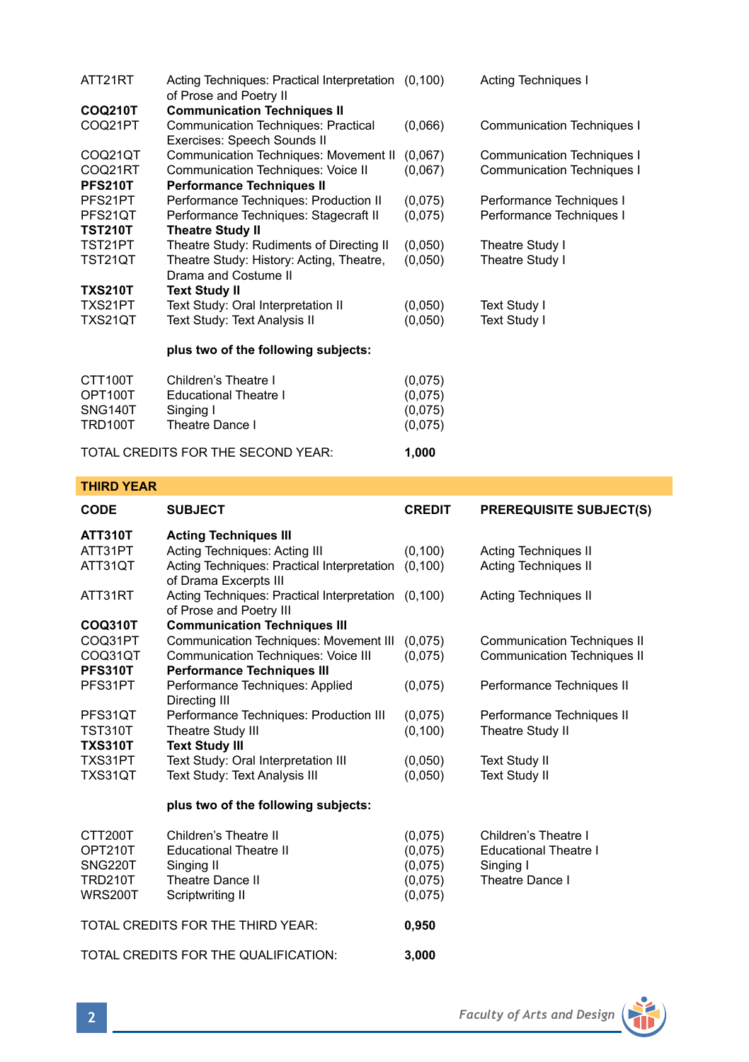| | | | |
|---|---|---|---|
| ATT21RT | Acting Techniques: Practical Interpretation of Prose and Poetry II | (0,100) | Acting Techniques I |
| **COQ210T** | **Communication Techniques II** | | |
| COQ21PT | Communication Techniques: Practical Exercises: Speech Sounds II | (0,066) | Communication Techniques I |
| COQ21QT | Communication Techniques: Movement II | (0,067) | Communication Techniques I |
| COQ21RT | Communication Techniques: Voice II | (0,067) | Communication Techniques I |
| **PFS210T** | **Performance Techniques II** | | |
| PFS21PT | Performance Techniques: Production II | (0,075) | Performance Techniques I |
| PFS21QT | Performance Techniques: Stagecraft II | (0,075) | Performance Techniques I |
| **TST210T** | **Theatre Study II** | | |
| TST21PT | Theatre Study: Rudiments of Directing II | (0,050) | Theatre Study I |
| TST21QT | Theatre Study: History: Acting, Theatre, Drama and Costume II | (0,050) | Theatre Study I |
| **TXS210T** | **Text Study II** | | |
| TXS21PT | Text Study: Oral Interpretation II | (0,050) | Text Study I |
| TXS21QT | Text Study: Text Analysis II | (0,050) | Text Study I |
| | **plus two of the following subjects:** | | |
| CTT100T | Children's Theatre I | (0,075) | |
| OPT100T | Educational Theatre I | (0,075) | |
| SNG140T | Singing I | (0,075) | |
| TRD100T | Theatre Dance I | (0,075) | |

TOTAL CREDITS FOR THE SECOND YEAR: **1,000**

## THIRD YEAR

| CODE | SUBJECT | CREDIT | PREREQUISITE SUBJECT(S) |
|---|---|---|---|
| **ATT310T** | **Acting Techniques III** | | |
| ATT31PT | Acting Techniques: Acting III | (0,100) | Acting Techniques II |
| ATT31QT | Acting Techniques: Practical Interpretation of Drama Excerpts III | (0,100) | Acting Techniques II |
| ATT31RT | Acting Techniques: Practical Interpretation of Prose and Poetry III | (0,100) | Acting Techniques II |
| **COQ310T** | **Communication Techniques III** | | |
| COQ31PT | Communication Techniques: Movement III | (0,075) | Communication Techniques II |
| COQ31QT | Communication Techniques: Voice III | (0,075) | Communication Techniques II |
| **PFS310T** | **Performance Techniques III** | | |
| PFS31PT | Performance Techniques: Applied Directing III | (0,075) | Performance Techniques II |
| PFS31QT | Performance Techniques: Production III | (0,075) | Performance Techniques II |
| TST310T | Theatre Study III | (0,100) | Theatre Study II |
| **TXS310T** | **Text Study III** | | |
| TXS31PT | Text Study: Oral Interpretation III | (0,050) | Text Study II |
| TXS31QT | Text Study: Text Analysis III | (0,050) | Text Study II |
| | **plus two of the following subjects:** | | |
| CTT200T | Children's Theatre II | (0,075) | Children's Theatre I |
| OPT210T | Educational Theatre II | (0,075) | Educational Theatre I |
| SNG220T | Singing II | (0,075) | Singing I |
| TRD210T | Theatre Dance II | (0,075) | Theatre Dance I |
| WRS200T | Scriptwriting II | (0,075) | |

TOTAL CREDITS FOR THE THIRD YEAR: **0,950**

TOTAL CREDITS FOR THE QUALIFICATION: **3,000**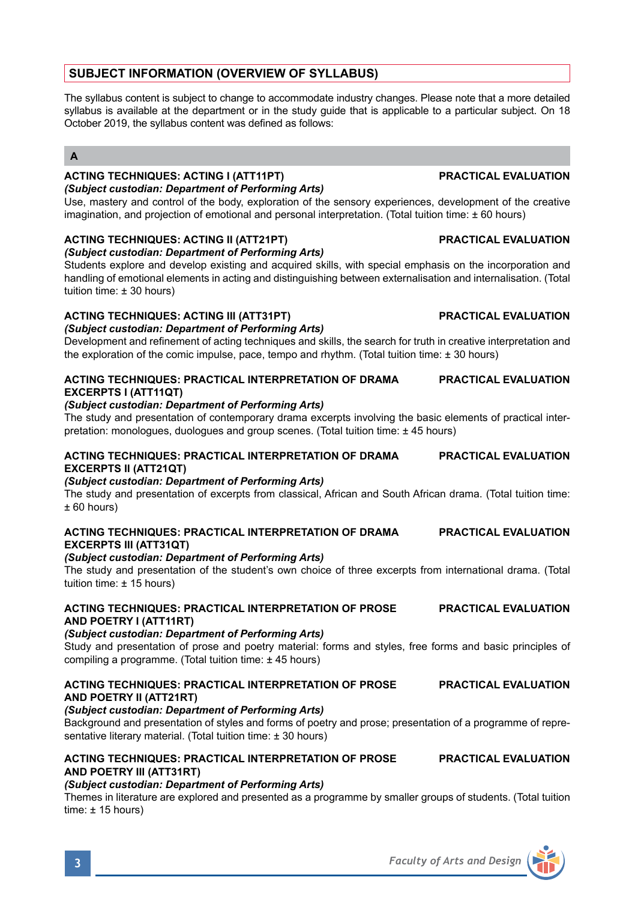## SUBJECT INFORMATION (OVERVIEW OF SYLLABUS)

The syllabus content is subject to change to accommodate industry changes. Please note that a more detailed syllabus is available at the department or in the study guide that is applicable to a particular subject. On 18 October 2019, the syllabus content was defined as follows:

### A

**ACTING TECHNIQUES: ACTING I (ATT11PT)** **PRACTICAL EVALUATION**
***(Subject custodian: Department of Performing Arts)***
Use, mastery and control of the body, exploration of the sensory experiences, development of the creative imagination, and projection of emotional and personal interpretation. (Total tuition time: ± 60 hours)

**ACTING TECHNIQUES: ACTING II (ATT21PT)** **PRACTICAL EVALUATION**
***(Subject custodian: Department of Performing Arts)***
Students explore and develop existing and acquired skills, with special emphasis on the incorporation and handling of emotional elements in acting and distinguishing between externalisation and internalisation. (Total tuition time: ± 30 hours)

**ACTING TECHNIQUES: ACTING III (ATT31PT)** **PRACTICAL EVALUATION**
***(Subject custodian: Department of Performing Arts)***
Development and refinement of acting techniques and skills, the search for truth in creative interpretation and the exploration of the comic impulse, pace, tempo and rhythm. (Total tuition time: ± 30 hours)

**ACTING TECHNIQUES: PRACTICAL INTERPRETATION OF DRAMA EXCERPTS I (ATT11QT)** **PRACTICAL EVALUATION**
***(Subject custodian: Department of Performing Arts)***
The study and presentation of contemporary drama excerpts involving the basic elements of practical interpretation: monologues, duologues and group scenes. (Total tuition time: ± 45 hours)

**ACTING TECHNIQUES: PRACTICAL INTERPRETATION OF DRAMA EXCERPTS II (ATT21QT)** **PRACTICAL EVALUATION**
***(Subject custodian: Department of Performing Arts)***
The study and presentation of excerpts from classical, African and South African drama. (Total tuition time: ± 60 hours)

**ACTING TECHNIQUES: PRACTICAL INTERPRETATION OF DRAMA EXCERPTS III (ATT31QT)** **PRACTICAL EVALUATION**
***(Subject custodian: Department of Performing Arts)***
The study and presentation of the student's own choice of three excerpts from international drama. (Total tuition time: ± 15 hours)

**ACTING TECHNIQUES: PRACTICAL INTERPRETATION OF PROSE AND POETRY I (ATT11RT)** **PRACTICAL EVALUATION**
***(Subject custodian: Department of Performing Arts)***
Study and presentation of prose and poetry material: forms and styles, free forms and basic principles of compiling a programme. (Total tuition time: ± 45 hours)

**ACTING TECHNIQUES: PRACTICAL INTERPRETATION OF PROSE AND POETRY II (ATT21RT)** **PRACTICAL EVALUATION**
***(Subject custodian: Department of Performing Arts)***
Background and presentation of styles and forms of poetry and prose; presentation of a programme of representative literary material. (Total tuition time: ± 30 hours)

**ACTING TECHNIQUES: PRACTICAL INTERPRETATION OF PROSE AND POETRY III (ATT31RT)** **PRACTICAL EVALUATION**
***(Subject custodian: Department of Performing Arts)***
Themes in literature are explored and presented as a programme by smaller groups of students. (Total tuition time: ± 15 hours)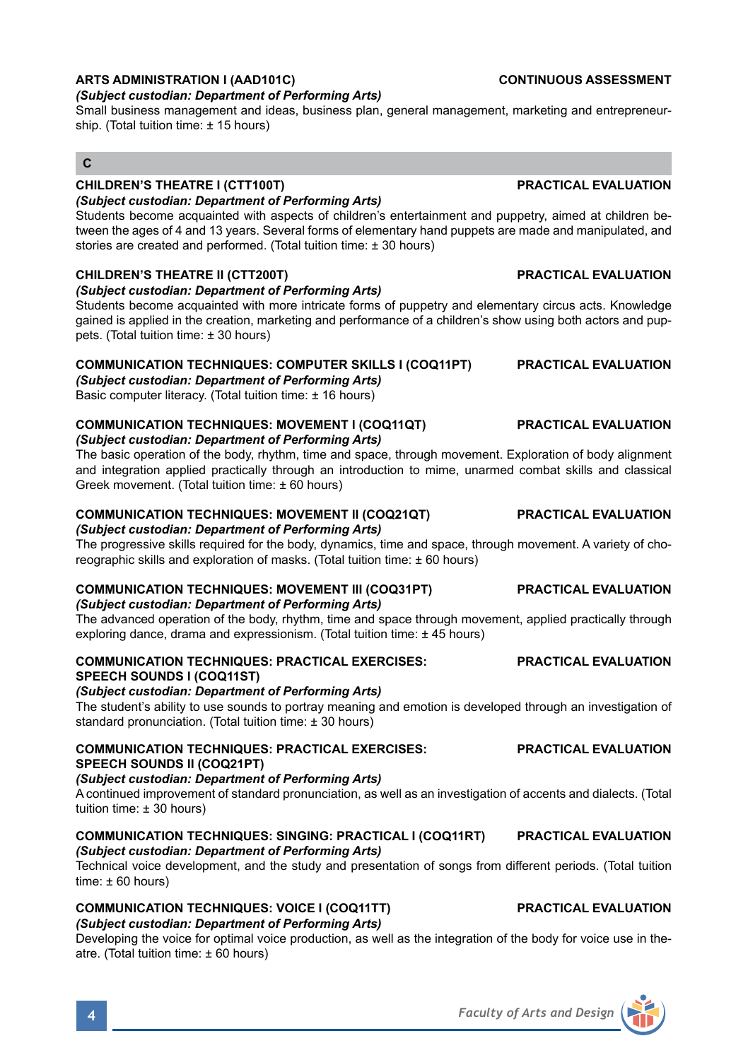**ARTS ADMINISTRATION I (AAD101C)** **CONTINUOUS ASSESSMENT**
***(Subject custodian: Department of Performing Arts)***
Small business management and ideas, business plan, general management, marketing and entrepreneurship. (Total tuition time: ± 15 hours)

## C

**CHILDREN'S THEATRE I (CTT100T)** **PRACTICAL EVALUATION**
***(Subject custodian: Department of Performing Arts)***
Students become acquainted with aspects of children's entertainment and puppetry, aimed at children between the ages of 4 and 13 years. Several forms of elementary hand puppets are made and manipulated, and stories are created and performed. (Total tuition time: ± 30 hours)

**CHILDREN'S THEATRE II (CTT200T)** **PRACTICAL EVALUATION**
***(Subject custodian: Department of Performing Arts)***
Students become acquainted with more intricate forms of puppetry and elementary circus acts. Knowledge gained is applied in the creation, marketing and performance of a children's show using both actors and puppets. (Total tuition time: ± 30 hours)

**COMMUNICATION TECHNIQUES: COMPUTER SKILLS I (COQ11PT)** **PRACTICAL EVALUATION**
***(Subject custodian: Department of Performing Arts)***
Basic computer literacy. (Total tuition time: ± 16 hours)

**COMMUNICATION TECHNIQUES: MOVEMENT I (COQ11QT)** **PRACTICAL EVALUATION**
***(Subject custodian: Department of Performing Arts)***
The basic operation of the body, rhythm, time and space, through movement. Exploration of body alignment and integration applied practically through an introduction to mime, unarmed combat skills and classical Greek movement. (Total tuition time: ± 60 hours)

**COMMUNICATION TECHNIQUES: MOVEMENT II (COQ21QT)** **PRACTICAL EVALUATION**
***(Subject custodian: Department of Performing Arts)***
The progressive skills required for the body, dynamics, time and space, through movement. A variety of choreographic skills and exploration of masks. (Total tuition time: ± 60 hours)

**COMMUNICATION TECHNIQUES: MOVEMENT III (COQ31PT)** **PRACTICAL EVALUATION**
***(Subject custodian: Department of Performing Arts)***
The advanced operation of the body, rhythm, time and space through movement, applied practically through exploring dance, drama and expressionism. (Total tuition time: ± 45 hours)

**COMMUNICATION TECHNIQUES: PRACTICAL EXERCISES: SPEECH SOUNDS I (COQ11ST)** **PRACTICAL EVALUATION**
***(Subject custodian: Department of Performing Arts)***
The student's ability to use sounds to portray meaning and emotion is developed through an investigation of standard pronunciation. (Total tuition time: ± 30 hours)

**COMMUNICATION TECHNIQUES: PRACTICAL EXERCISES: SPEECH SOUNDS II (COQ21PT)** **PRACTICAL EVALUATION**
***(Subject custodian: Department of Performing Arts)***
A continued improvement of standard pronunciation, as well as an investigation of accents and dialects. (Total tuition time: ± 30 hours)

**COMMUNICATION TECHNIQUES: SINGING: PRACTICAL I (COQ11RT)** **PRACTICAL EVALUATION**
***(Subject custodian: Department of Performing Arts)***
Technical voice development, and the study and presentation of songs from different periods. (Total tuition time: ± 60 hours)

**COMMUNICATION TECHNIQUES: VOICE I (COQ11TT)** **PRACTICAL EVALUATION**
***(Subject custodian: Department of Performing Arts)***
Developing the voice for optimal voice production, as well as the integration of the body for voice use in theatre. (Total tuition time: ± 60 hours)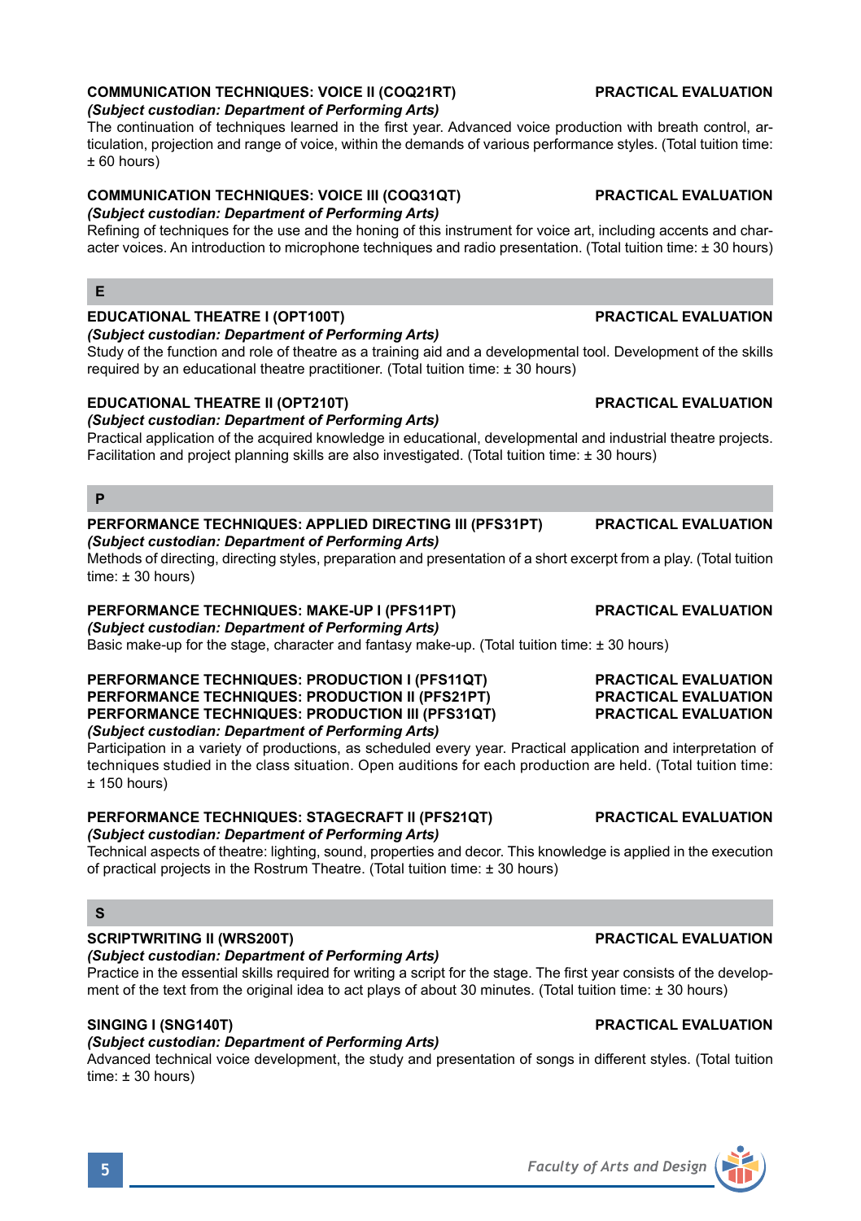**COMMUNICATION TECHNIQUES: VOICE II (COQ21RT)** **PRACTICAL EVALUATION**

*(Subject custodian: Department of Performing Arts)*

The continuation of techniques learned in the first year. Advanced voice production with breath control, articulation, projection and range of voice, within the demands of various performance styles. (Total tuition time: ± 60 hours)

**COMMUNICATION TECHNIQUES: VOICE III (COQ31QT)** **PRACTICAL EVALUATION**

*(Subject custodian: Department of Performing Arts)*

Refining of techniques for the use and the honing of this instrument for voice art, including accents and character voices. An introduction to microphone techniques and radio presentation. (Total tuition time: ± 30 hours)

## E

**EDUCATIONAL THEATRE I (OPT100T)** **PRACTICAL EVALUATION**

*(Subject custodian: Department of Performing Arts)*

Study of the function and role of theatre as a training aid and a developmental tool. Development of the skills required by an educational theatre practitioner. (Total tuition time: ± 30 hours)

**EDUCATIONAL THEATRE II (OPT210T)** **PRACTICAL EVALUATION**

*(Subject custodian: Department of Performing Arts)*

Practical application of the acquired knowledge in educational, developmental and industrial theatre projects. Facilitation and project planning skills are also investigated. (Total tuition time: ± 30 hours)

## P

**PERFORMANCE TECHNIQUES: APPLIED DIRECTING III (PFS31PT)** **PRACTICAL EVALUATION**

*(Subject custodian: Department of Performing Arts)*

Methods of directing, directing styles, preparation and presentation of a short excerpt from a play. (Total tuition time: ± 30 hours)

**PERFORMANCE TECHNIQUES: MAKE-UP I (PFS11PT)** **PRACTICAL EVALUATION**

*(Subject custodian: Department of Performing Arts)*

Basic make-up for the stage, character and fantasy make-up. (Total tuition time: ± 30 hours)

**PERFORMANCE TECHNIQUES: PRODUCTION I (PFS11QT)** **PRACTICAL EVALUATION**
**PERFORMANCE TECHNIQUES: PRODUCTION II (PFS21PT)** **PRACTICAL EVALUATION**
**PERFORMANCE TECHNIQUES: PRODUCTION III (PFS31QT)** **PRACTICAL EVALUATION**

*(Subject custodian: Department of Performing Arts)*

Participation in a variety of productions, as scheduled every year. Practical application and interpretation of techniques studied in the class situation. Open auditions for each production are held. (Total tuition time: ± 150 hours)

**PERFORMANCE TECHNIQUES: STAGECRAFT II (PFS21QT)** **PRACTICAL EVALUATION**

*(Subject custodian: Department of Performing Arts)*

Technical aspects of theatre: lighting, sound, properties and decor. This knowledge is applied in the execution of practical projects in the Rostrum Theatre. (Total tuition time: ± 30 hours)

## S

**SCRIPTWRITING II (WRS200T)** **PRACTICAL EVALUATION**

*(Subject custodian: Department of Performing Arts)*

Practice in the essential skills required for writing a script for the stage. The first year consists of the development of the text from the original idea to act plays of about 30 minutes. (Total tuition time: ± 30 hours)

**SINGING I (SNG140T)** **PRACTICAL EVALUATION**

*(Subject custodian: Department of Performing Arts)*

Advanced technical voice development, the study and presentation of songs in different styles. (Total tuition time: ± 30 hours)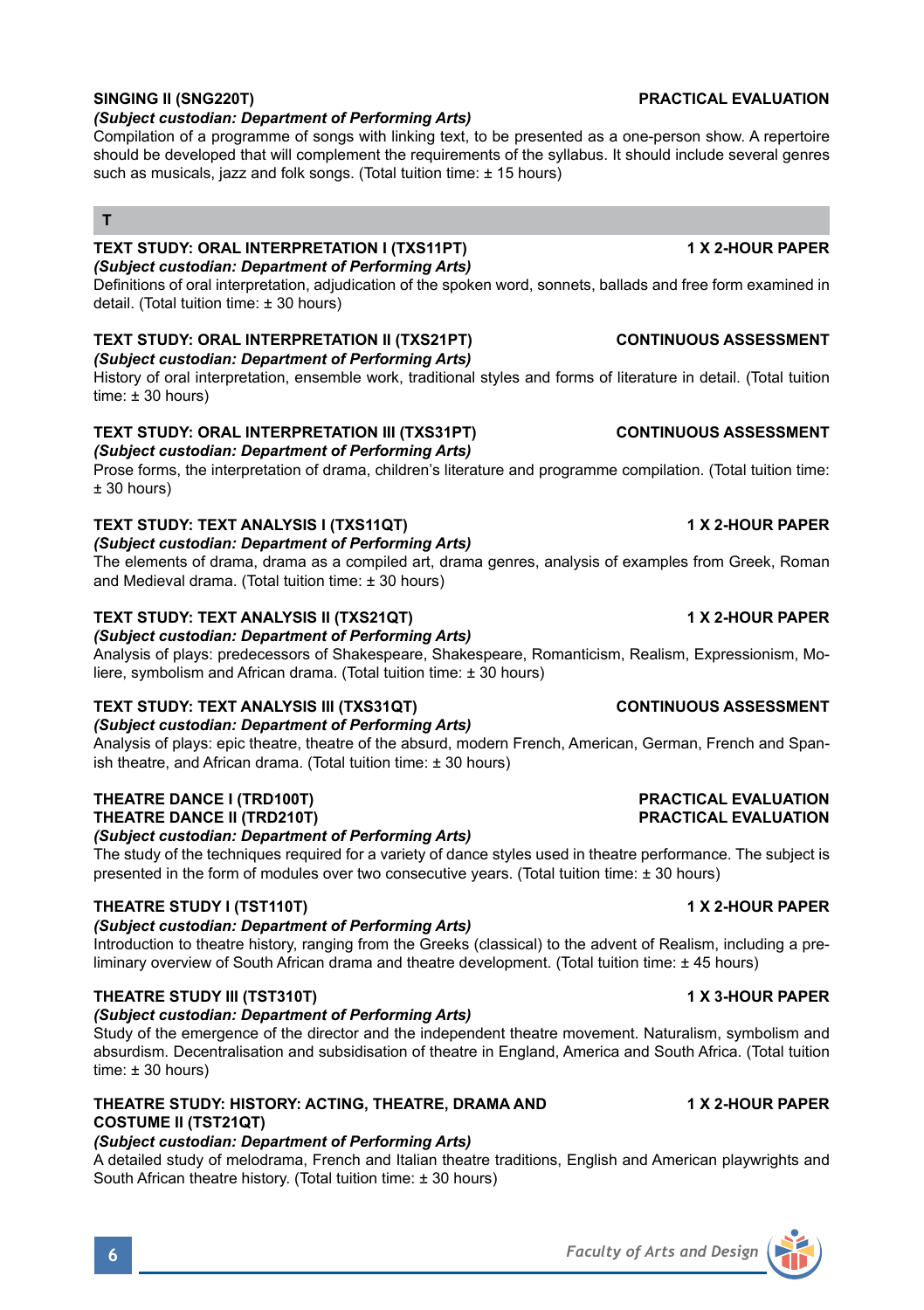**SINGING II (SNG220T)** **PRACTICAL EVALUATION**

***(Subject custodian: Department of Performing Arts)***

Compilation of a programme of songs with linking text, to be presented as a one-person show. A repertoire should be developed that will complement the requirements of the syllabus. It should include several genres such as musicals, jazz and folk songs. (Total tuition time: ± 15 hours)

## T

**TEXT STUDY: ORAL INTERPRETATION I (TXS11PT)** **1 X 2-HOUR PAPER**

***(Subject custodian: Department of Performing Arts)***

Definitions of oral interpretation, adjudication of the spoken word, sonnets, ballads and free form examined in detail. (Total tuition time: ± 30 hours)

**TEXT STUDY: ORAL INTERPRETATION II (TXS21PT)** **CONTINUOUS ASSESSMENT**

***(Subject custodian: Department of Performing Arts)***

History of oral interpretation, ensemble work, traditional styles and forms of literature in detail. (Total tuition time: ± 30 hours)

**TEXT STUDY: ORAL INTERPRETATION III (TXS31PT)** **CONTINUOUS ASSESSMENT**

***(Subject custodian: Department of Performing Arts)***

Prose forms, the interpretation of drama, children's literature and programme compilation. (Total tuition time: ± 30 hours)

**TEXT STUDY: TEXT ANALYSIS I (TXS11QT)** **1 X 2-HOUR PAPER**

***(Subject custodian: Department of Performing Arts)***

The elements of drama, drama as a compiled art, drama genres, analysis of examples from Greek, Roman and Medieval drama. (Total tuition time: ± 30 hours)

**TEXT STUDY: TEXT ANALYSIS II (TXS21QT)** **1 X 2-HOUR PAPER**

***(Subject custodian: Department of Performing Arts)***

Analysis of plays: predecessors of Shakespeare, Shakespeare, Romanticism, Realism, Expressionism, Moliere, symbolism and African drama. (Total tuition time: ± 30 hours)

**TEXT STUDY: TEXT ANALYSIS III (TXS31QT)** **CONTINUOUS ASSESSMENT**

***(Subject custodian: Department of Performing Arts)***

Analysis of plays: epic theatre, theatre of the absurd, modern French, American, German, French and Spanish theatre, and African drama. (Total tuition time: ± 30 hours)

**THEATRE DANCE I (TRD100T)** **PRACTICAL EVALUATION**
**THEATRE DANCE II (TRD210T)** **PRACTICAL EVALUATION**

***(Subject custodian: Department of Performing Arts)***

The study of the techniques required for a variety of dance styles used in theatre performance. The subject is presented in the form of modules over two consecutive years. (Total tuition time: ± 30 hours)

**THEATRE STUDY I (TST110T)** **1 X 2-HOUR PAPER**

***(Subject custodian: Department of Performing Arts)***

Introduction to theatre history, ranging from the Greeks (classical) to the advent of Realism, including a preliminary overview of South African drama and theatre development. (Total tuition time: ± 45 hours)

**THEATRE STUDY III (TST310T)** **1 X 3-HOUR PAPER**

***(Subject custodian: Department of Performing Arts)***

Study of the emergence of the director and the independent theatre movement. Naturalism, symbolism and absurdism. Decentralisation and subsidisation of theatre in England, America and South Africa. (Total tuition time: ± 30 hours)

**THEATRE STUDY: HISTORY: ACTING, THEATRE, DRAMA AND COSTUME II (TST21QT)** **1 X 2-HOUR PAPER**

***(Subject custodian: Department of Performing Arts)***

A detailed study of melodrama, French and Italian theatre traditions, English and American playwrights and South African theatre history. (Total tuition time: ± 30 hours)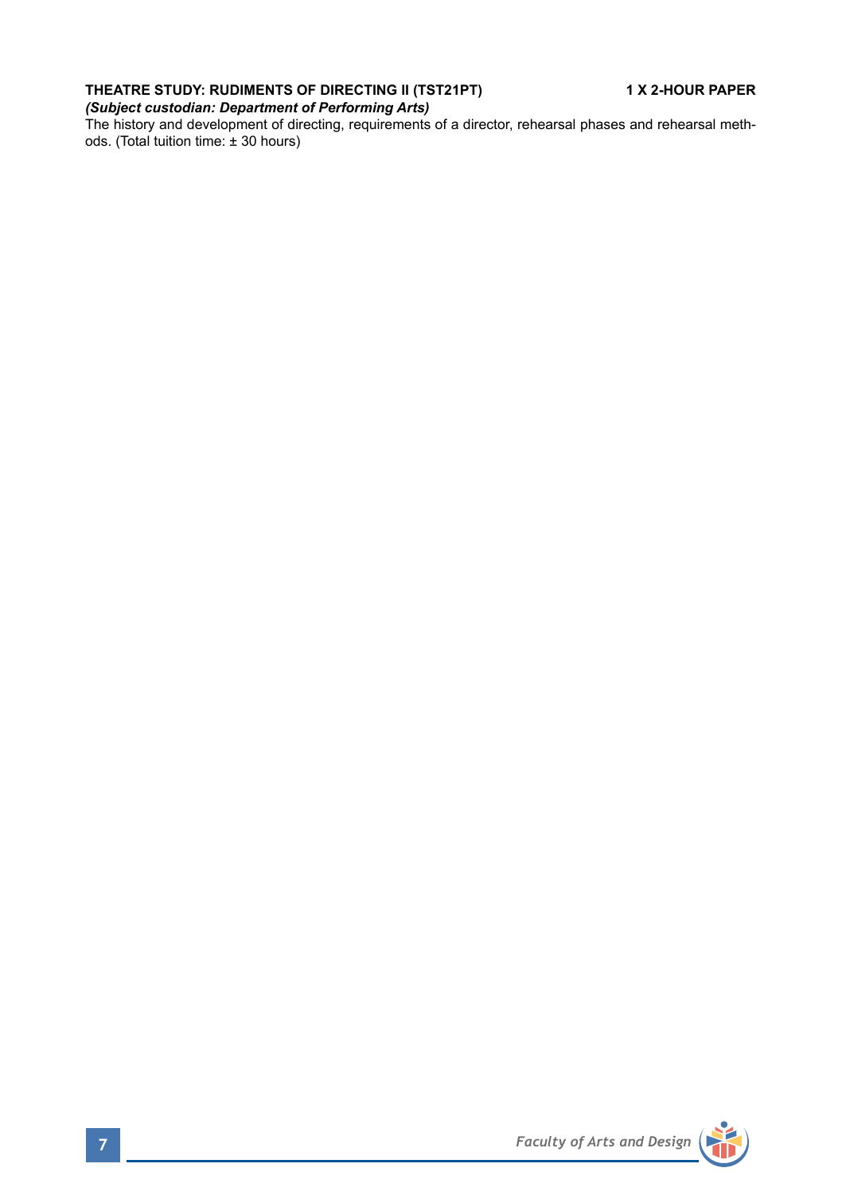**THEATRE STUDY: RUDIMENTS OF DIRECTING II (TST21PT) 1 X 2-HOUR PAPER**

***(Subject custodian: Department of Performing Arts)***

The history and development of directing, requirements of a director, rehearsal phases and rehearsal methods. (Total tuition time: ± 30 hours)